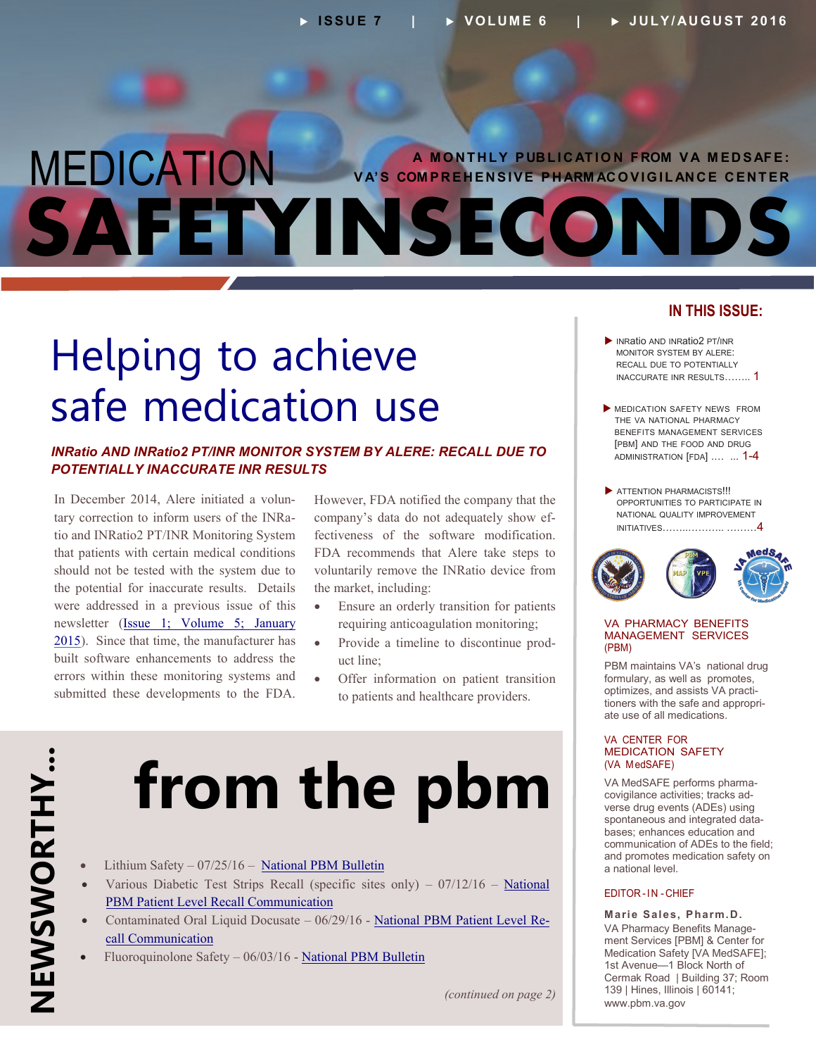ISSUE 7 | VOLUME 6 | JULY/AUGUST 2016

# MEDICATION SAFETYINSECONDS

A MONTHLY PUBLICATION FROM VA MEDSAFE: VA'S COMPREHENSIVE PHARMACOVIGILANCE CENTER

# Helping to achieve safe medication use

### *INRatio AND INRatio2 PT/INR MONITOR SYSTEM BY ALERE: RECALL DUE TO POTENTIALLY INACCURATE INR RESULTS*

In December 2014, Alere initiated a voluntary correction to inform users of the INRatio and INRatio2 PT/INR Monitoring System that patients with certain medical conditions should not be tested with the system due to the potential for inaccurate results. Details were addressed in a previous issue of this newsletter (Issue 1; Volume 5; January 2015). Since that time, the manufacturer has built software enhancements to address the errors within these monitoring systems and submitted these developments to the FDA.

However, FDA notified the company that the company's data do not adequately show effectiveness of the software modification. FDA recommends that Alere take steps to voluntarily remove the INRatio device from the market, including:

- Ensure an orderly transition for patients requiring anticoagulation monitoring;
- Provide a timeline to discontinue product line;
- Offer information on patient transition to patients and healthcare providers.

## NEWSWORTHY… from the pbm

- Lithium Safety – 07/25/16 – National PBM Bulletin
- Various Diabetic Test Strips Recall (specific sites only) – 07/12/16 – National PBM Patient Level Recall Communication
- Contaminated Oral Liquid Docusate – 06/29/16 - National PBM Patient Level Recall Communication
- Fluoroquinolone Safety – 06/03/16 - National PBM Bulletin

*(continued on page 2)*

## IN THIS ISSUE:

- INRatio AND INRatio2 PT/INR MONITOR SYSTEM BY ALERE: RECALL DUE TO POTENTIALLY INACCURATE INR RESULTS…….. 1
- MEDICATION SAFETY NEWS FROM THE VA NATIONAL PHARMACY BENEFITS MANAGEMENT SERVICES [PBM] AND THE FOOD AND DRUG ADMINISTRATION [FDA] …. … 1-4
- ATTENTION PHARMACISTS!!! OPPORTUNITIES TO PARTICIPATE IN NATIONAL QUALITY IMPROVEMENT INITIATIVES……………. ………4

**VA PHARMACY BENEFITS MANAGEMENT SERVICES (PBM)**

PBM maintains VA's national drug formulary, as well as promotes, optimizes, and assists VA practitioners with the safe and appropriate use of all medications.

**VA CENTER FOR MEDICATION SAFETY (VA MedSAFE)**

VA MedSAFE performs pharmacovigilance activities; tracks adverse drug events (ADEs) using spontaneous and integrated databases; enhances education and communication of ADEs to the field; and promotes medication safety on a national level.

**EDITOR-IN-CHIEF**

**Marie Sales, Pharm.D.**
VA Pharmacy Benefits Management Services [PBM] & Center for Medication Safety [VA MedSAFE]; 1st Avenue—1 Block North of Cermak Road | Building 37; Room 139 | Hines, Illinois | 60141; www.pbm.va.gov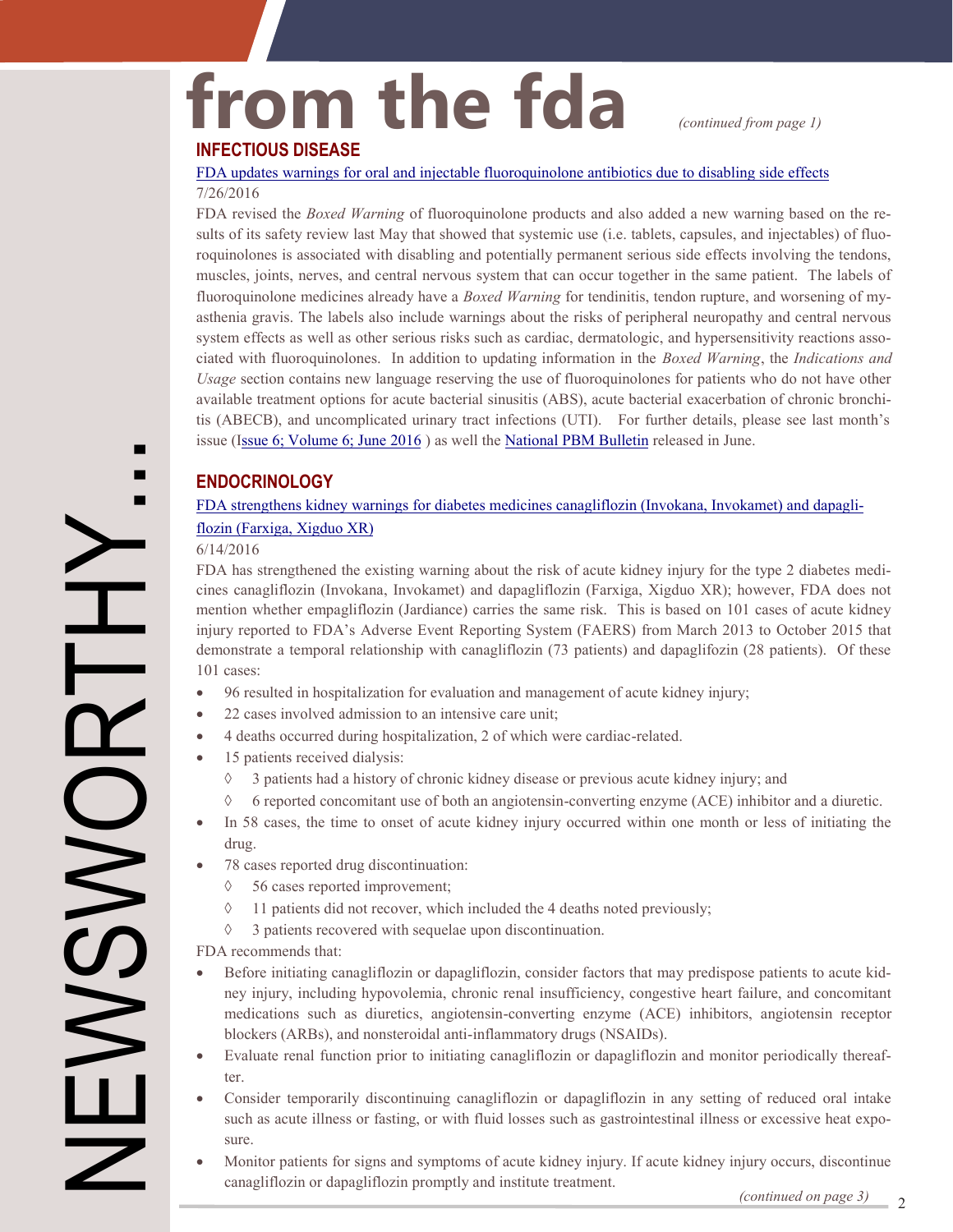# from the fda

*(continued from page 1)*

## INFECTIOUS DISEASE

FDA updates warnings for oral and injectable fluoroquinolone antibiotics due to disabling side effects

7/26/2016

FDA revised the *Boxed Warning* of fluoroquinolone products and also added a new warning based on the results of its safety review last May that showed that systemic use (i.e. tablets, capsules, and injectables) of fluoroquinolones is associated with disabling and potentially permanent serious side effects involving the tendons, muscles, joints, nerves, and central nervous system that can occur together in the same patient. The labels of fluoroquinolone medicines already have a *Boxed Warning* for tendinitis, tendon rupture, and worsening of myasthenia gravis. The labels also include warnings about the risks of peripheral neuropathy and central nervous system effects as well as other serious risks such as cardiac, dermatologic, and hypersensitivity reactions associated with fluoroquinolones. In addition to updating information in the *Boxed Warning*, the *Indications and Usage* section contains new language reserving the use of fluoroquinolones for patients who do not have other available treatment options for acute bacterial sinusitis (ABS), acute bacterial exacerbation of chronic bronchitis (ABECB), and uncomplicated urinary tract infections (UTI). For further details, please see last month's issue (Issue 6; Volume 6; June 2016 ) as well the National PBM Bulletin released in June.

## ENDOCRINOLOGY

FDA strengthens kidney warnings for diabetes medicines canagliflozin (Invokana, Invokamet) and dapagliflozin (Farxiga, Xigduo XR)

6/14/2016

FDA has strengthened the existing warning about the risk of acute kidney injury for the type 2 diabetes medicines canagliflozin (Invokana, Invokamet) and dapagliflozin (Farxiga, Xigduo XR); however, FDA does not mention whether empagliflozin (Jardiance) carries the same risk. This is based on 101 cases of acute kidney injury reported to FDA's Adverse Event Reporting System (FAERS) from March 2013 to October 2015 that demonstrate a temporal relationship with canagliflozin (73 patients) and dapaglifozin (28 patients). Of these 101 cases:

- 96 resulted in hospitalization for evaluation and management of acute kidney injury;
- 22 cases involved admission to an intensive care unit;
- 4 deaths occurred during hospitalization, 2 of which were cardiac-related.
- 15 patients received dialysis:
  - 3 patients had a history of chronic kidney disease or previous acute kidney injury; and
  - 6 reported concomitant use of both an angiotensin-converting enzyme (ACE) inhibitor and a diuretic.
- In 58 cases, the time to onset of acute kidney injury occurred within one month or less of initiating the drug.
- 78 cases reported drug discontinuation:
  - 56 cases reported improvement;
  - 11 patients did not recover, which included the 4 deaths noted previously;
  - 3 patients recovered with sequelae upon discontinuation.

FDA recommends that:

- Before initiating canagliflozin or dapagliflozin, consider factors that may predispose patients to acute kidney injury, including hypovolemia, chronic renal insufficiency, congestive heart failure, and concomitant medications such as diuretics, angiotensin-converting enzyme (ACE) inhibitors, angiotensin receptor blockers (ARBs), and nonsteroidal anti-inflammatory drugs (NSAIDs).
- Evaluate renal function prior to initiating canagliflozin or dapagliflozin and monitor periodically thereafter.
- Consider temporarily discontinuing canagliflozin or dapagliflozin in any setting of reduced oral intake such as acute illness or fasting, or with fluid losses such as gastrointestinal illness or excessive heat exposure.
- Monitor patients for signs and symptoms of acute kidney injury. If acute kidney injury occurs, discontinue canagliflozin or dapagliflozin promptly and institute treatment.

*(continued on page 3)*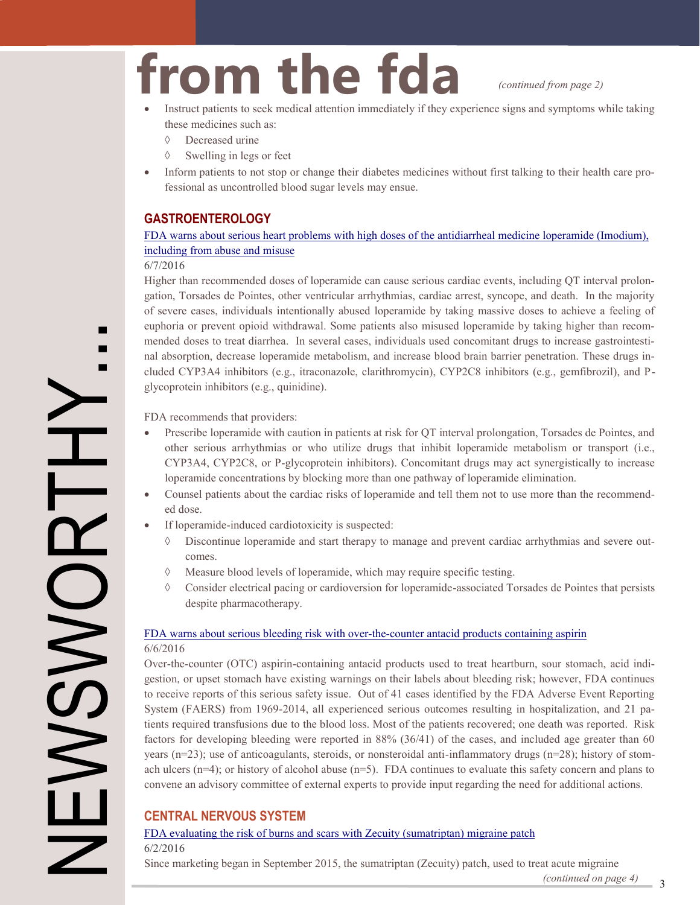# from the fda

*(continued from page 2)*

- Instruct patients to seek medical attention immediately if they experience signs and symptoms while taking these medicines such as:
  - ◊ Decreased urine
  - ◊ Swelling in legs or feet
- Inform patients to not stop or change their diabetes medicines without first talking to their health care professional as uncontrolled blood sugar levels may ensue.

## GASTROENTEROLOGY

FDA warns about serious heart problems with high doses of the antidiarrheal medicine loperamide (Imodium), including from abuse and misuse

6/7/2016

Higher than recommended doses of loperamide can cause serious cardiac events, including QT interval prolongation, Torsades de Pointes, other ventricular arrhythmias, cardiac arrest, syncope, and death. In the majority of severe cases, individuals intentionally abused loperamide by taking massive doses to achieve a feeling of euphoria or prevent opioid withdrawal. Some patients also misused loperamide by taking higher than recommended doses to treat diarrhea. In several cases, individuals used concomitant drugs to increase gastrointestinal absorption, decrease loperamide metabolism, and increase blood brain barrier penetration. These drugs included CYP3A4 inhibitors (e.g., itraconazole, clarithromycin), CYP2C8 inhibitors (e.g., gemfibrozil), and P-glycoprotein inhibitors (e.g., quinidine).

FDA recommends that providers:

- Prescribe loperamide with caution in patients at risk for QT interval prolongation, Torsades de Pointes, and other serious arrhythmias or who utilize drugs that inhibit loperamide metabolism or transport (i.e., CYP3A4, CYP2C8, or P-glycoprotein inhibitors). Concomitant drugs may act synergistically to increase loperamide concentrations by blocking more than one pathway of loperamide elimination.
- Counsel patients about the cardiac risks of loperamide and tell them not to use more than the recommended dose.
- If loperamide-induced cardiotoxicity is suspected:
  - ◊ Discontinue loperamide and start therapy to manage and prevent cardiac arrhythmias and severe outcomes.
  - ◊ Measure blood levels of loperamide, which may require specific testing.
  - ◊ Consider electrical pacing or cardioversion for loperamide-associated Torsades de Pointes that persists despite pharmacotherapy.

FDA warns about serious bleeding risk with over-the-counter antacid products containing aspirin

6/6/2016

Over-the-counter (OTC) aspirin-containing antacid products used to treat heartburn, sour stomach, acid indigestion, or upset stomach have existing warnings on their labels about bleeding risk; however, FDA continues to receive reports of this serious safety issue. Out of 41 cases identified by the FDA Adverse Event Reporting System (FAERS) from 1969-2014, all experienced serious outcomes resulting in hospitalization, and 21 patients required transfusions due to the blood loss. Most of the patients recovered; one death was reported. Risk factors for developing bleeding were reported in 88% (36/41) of the cases, and included age greater than 60 years (n=23); use of anticoagulants, steroids, or nonsteroidal anti-inflammatory drugs (n=28); history of stomach ulcers (n=4); or history of alcohol abuse (n=5). FDA continues to evaluate this safety concern and plans to convene an advisory committee of external experts to provide input regarding the need for additional actions.

## CENTRAL NERVOUS SYSTEM

FDA evaluating the risk of burns and scars with Zecuity (sumatriptan) migraine patch

6/2/2016

Since marketing began in September 2015, the sumatriptan (Zecuity) patch, used to treat acute migraine

*(continued on page 4)*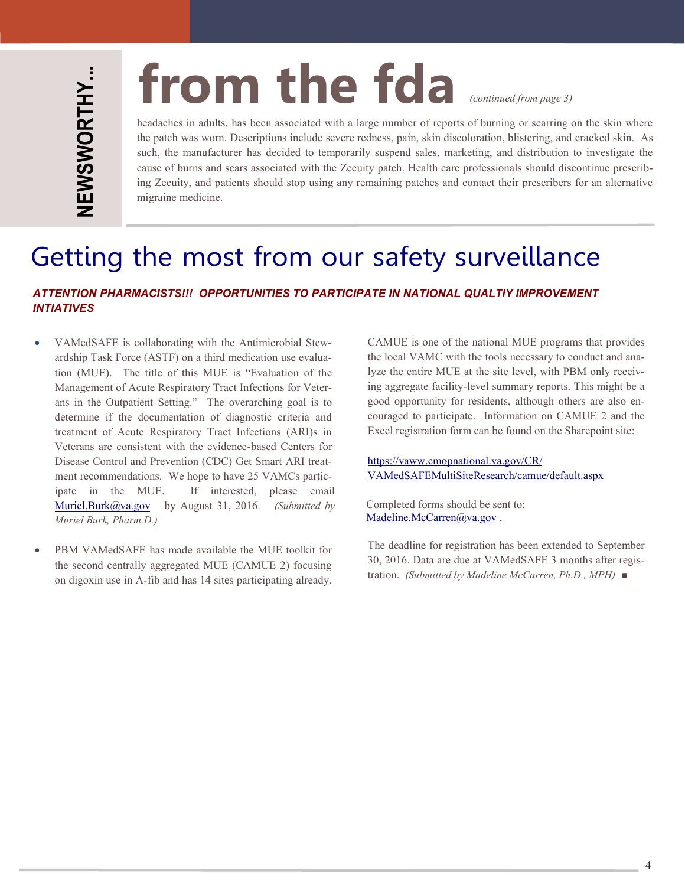NEWSWORTHY...

# from the fda

*(continued from page 3)*

headaches in adults, has been associated with a large number of reports of burning or scarring on the skin where the patch was worn. Descriptions include severe redness, pain, skin discoloration, blistering, and cracked skin. As such, the manufacturer has decided to temporarily suspend sales, marketing, and distribution to investigate the cause of burns and scars associated with the Zecuity patch. Health care professionals should discontinue prescribing Zecuity, and patients should stop using any remaining patches and contact their prescribers for an alternative migraine medicine.

# Getting the most from our safety surveillance

***ATTENTION PHARMACISTS!!! OPPORTUNITIES TO PARTICIPATE IN NATIONAL QUALTIY IMPROVEMENT INTIATIVES***

- VAMedSAFE is collaborating with the Antimicrobial Stewardship Task Force (ASTF) on a third medication use evaluation (MUE). The title of this MUE is "Evaluation of the Management of Acute Respiratory Tract Infections for Veterans in the Outpatient Setting." The overarching goal is to determine if the documentation of diagnostic criteria and treatment of Acute Respiratory Tract Infections (ARI)s in Veterans are consistent with the evidence-based Centers for Disease Control and Prevention (CDC) Get Smart ARI treatment recommendations. We hope to have 25 VAMCs participate in the MUE. If interested, please email Muriel.Burk@va.gov by August 31, 2016. *(Submitted by Muriel Burk, Pharm.D.)*

- PBM VAMedSAFE has made available the MUE toolkit for the second centrally aggregated MUE (CAMUE 2) focusing on digoxin use in A-fib and has 14 sites participating already. CAMUE is one of the national MUE programs that provides the local VAMC with the tools necessary to conduct and analyze the entire MUE at the site level, with PBM only receiving aggregate facility-level summary reports. This might be a good opportunity for residents, although others are also encouraged to participate. Information on CAMUE 2 and the Excel registration form can be found on the Sharepoint site:

  https://vaww.cmopnational.va.gov/CR/VAMedSAFEMultiSiteResearch/camue/default.aspx

  Completed forms should be sent to: Madeline.McCarren@va.gov .

  The deadline for registration has been extended to September 30, 2016. Data are due at VAMedSAFE 3 months after registration. *(Submitted by Madeline McCarren, Ph.D., MPH)* ■